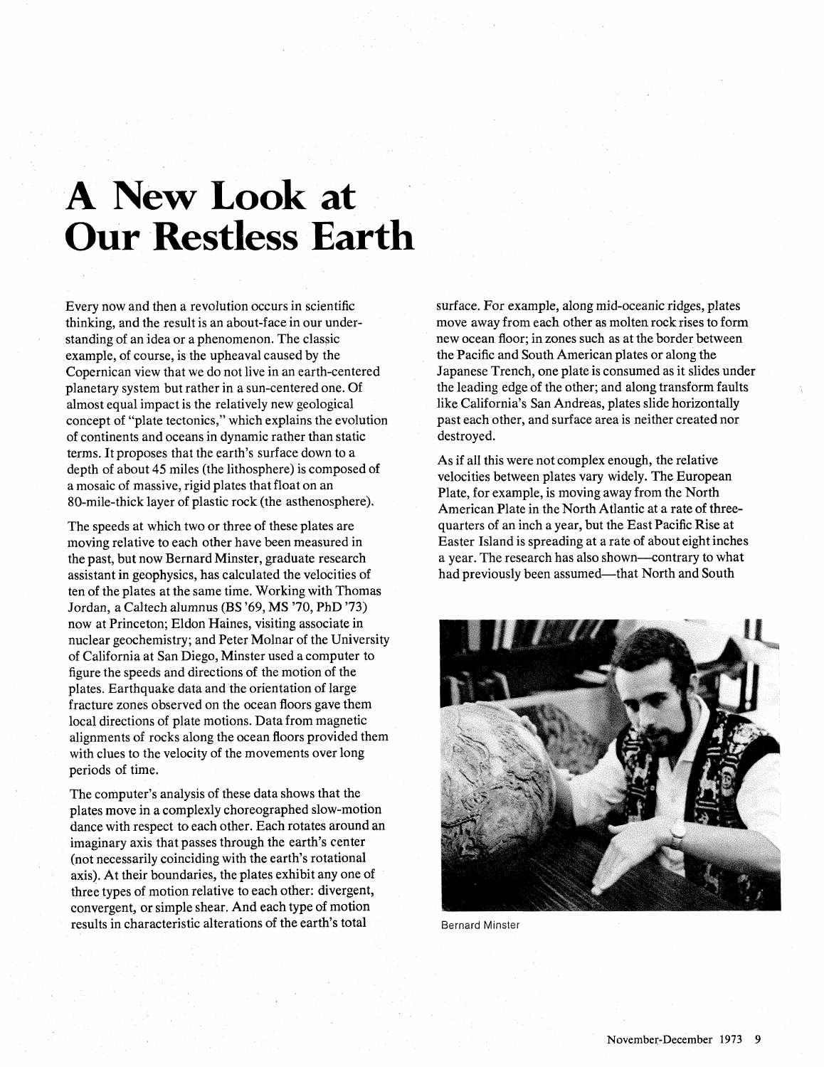# A New Look at Our Restless Earth

Every now and then a revolution occurs in scientific thinking, and the result is an about-face in our understanding of an idea or a phenomenon. The classic example, of course, is the upheaval caused by the Copernican view that we do not live in an earth-centered planetary system but rather in a sun-centered one. Of almost equal impact is the relatively new geological concept of "plate tectonics," which explains the evolution of continents and oceans in dynamic rather than static terms. It proposes that the earth's surface down to a depth of about 45 miles (the lithosphere) is composed of a mosaic of massive, rigid plates that float on an 80-mile-thick layer of plastic rock (the asthenosphere).

The speeds at which two or three of these plates are moving relative to each other have been measured in the past, but now Bernard Minster, graduate research assistant in geophysics, has calculated the velocities of ten of the plates at the same time. Working with Thomas Jordan, a Caltech alumnus (BS '69, MS '70, PhD '73) now at Princeton; Eldon Haines, visiting associate in nuclear geochemistry; and Peter Molnar of the University of California at San Diego, Minster used a computer to figure the speeds and directions of the motion of the plates. Earthquake data and the orientation of large fracture zones observed on the ocean floors gave them local directions of plate motions. Data from magnetic alignments of rocks along the ocean floors provided them with clues to the velocity of the movements over long periods of time.

The computer's analysis of these data shows that the plates move in a complexly choreographed slow-motion dance with respect to each other. Each rotates around an imaginary axis that passes through the earth's center (not necessarily coinciding with the earth's rotational axis). At their boundaries, the plates exhibit any one of three types of motion relative to each other: divergent, convergent, or simple shear. And each type of motion results in characteristic alterations of the earth's total surface. For example, along mid-oceanic ridges, plates move away from each other as molten rock rises to form new ocean floor; in zones such as at the border between the Pacific and South American plates or along the Japanese Trench, one plate is consumed as it slides under the leading edge of the other; and along transform faults like California's San Andreas, plates slide horizontally past each other, and surface area is neither created nor destroyed.

As if all this were not complex enough, the relative velocities between plates vary widely. The European Plate, for example, is moving away from the North American Plate in the North Atlantic at a rate of three-quarters of an inch a year, but the East Pacific Rise at Easter Island is spreading at a rate of about eight inches a year. The research has also shown—contrary to what had previously been assumed—that North and South

Bernard Minster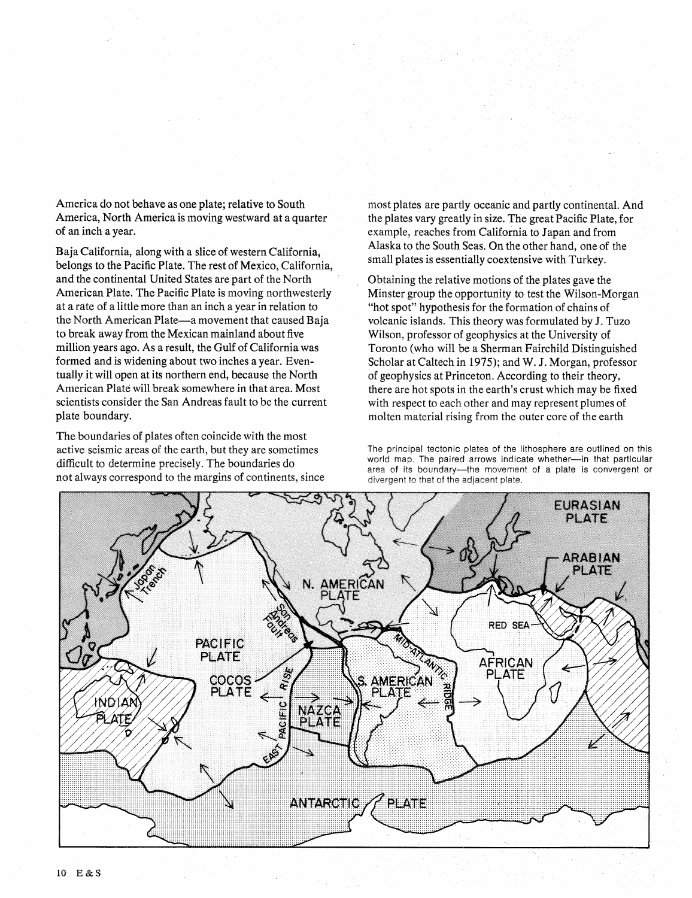America do not behave as one plate; relative to South America, North America is moving westward at a quarter of an inch a year.

Baja California, along with a slice of western California, belongs to the Pacific Plate. The rest of Mexico, California, and the continental United States are part of the North American Plate. The Pacific Plate is moving northwesterly at a rate of a little more than an inch a year in relation to the North American Plate—a movement that caused Baja to break away from the Mexican mainland about five million years ago. As a result, the Gulf of California was formed and is widening about two inches a year. Eventually it will open at its northern end, because the North American Plate will break somewhere in that area. Most scientists consider the San Andreas fault to be the current plate boundary.

The boundaries of plates often coincide with the most active seismic areas of the earth, but they are sometimes difficult to determine precisely. The boundaries do not always correspond to the margins of continents, since most plates are partly oceanic and partly continental. And the plates vary greatly in size. The great Pacific Plate, for example, reaches from California to Japan and from Alaska to the South Seas. On the other hand, one of the small plates is essentially coextensive with Turkey.

Obtaining the relative motions of the plates gave the Minster group the opportunity to test the Wilson-Morgan "hot spot" hypothesis for the formation of chains of volcanic islands. This theory was formulated by J. Tuzo Wilson, professor of geophysics at the University of Toronto (who will be a Sherman Fairchild Distinguished Scholar at Caltech in 1975); and W. J. Morgan, professor of geophysics at Princeton. According to their theory, there are hot spots in the earth's crust which may be fixed with respect to each other and may represent plumes of molten material rising from the outer core of the earth

The principal tectonic plates of the lithosphere are outlined on this world map. The paired arrows indicate whether—in that particular area of its boundary—the movement of a plate is convergent or divergent to that of the adjacent plate.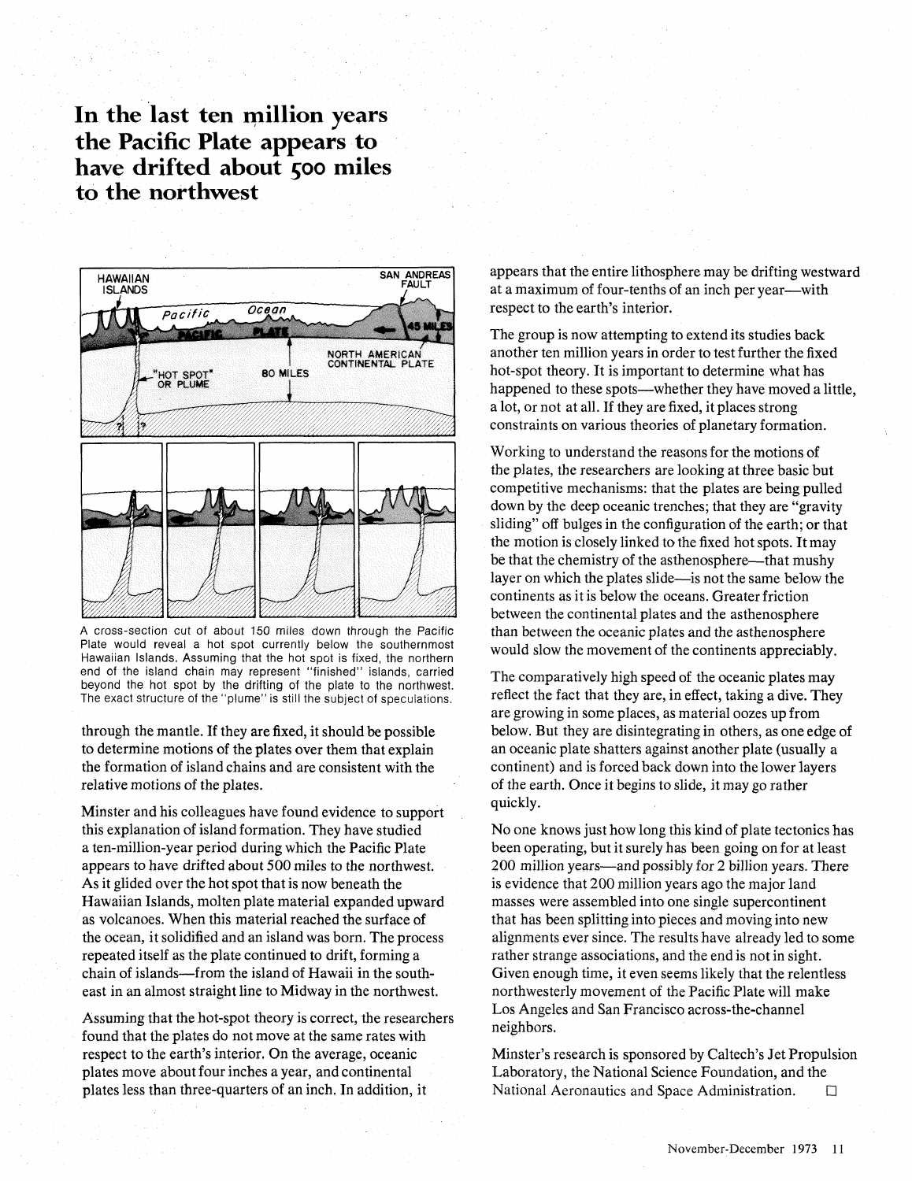# In the last ten million years the Pacific Plate appears to have drifted about 500 miles to the northwest

HAWAIIAN ISLANDS

SAN ANDREAS FAULT

Pacific Ocean

PACIFIC PLATE

45 MILES

NORTH AMERICAN CONTINENTAL PLATE

"HOT SPOT" OR PLUME

80 MILES

?

?

A cross-section cut of about 150 miles down through the Pacific Plate would reveal a hot spot currently below the southernmost Hawaiian Islands. Assuming that the hot spot is fixed, the northern end of the island chain may represent "finished" islands, carried beyond the hot spot by the drifting of the plate to the northwest. The exact structure of the "plume" is still the subject of speculations.

through the mantle. If they are fixed, it should be possible to determine motions of the plates over them that explain the formation of island chains and are consistent with the relative motions of the plates.

Minster and his colleagues have found evidence to support this explanation of island formation. They have studied a ten-million-year period during which the Pacific Plate appears to have drifted about 500 miles to the northwest. As it glided over the hot spot that is now beneath the Hawaiian Islands, molten plate material expanded upward as volcanoes. When this material reached the surface of the ocean, it solidified and an island was born. The process repeated itself as the plate continued to drift, forming a chain of islands—from the island of Hawaii in the southeast in an almost straight line to Midway in the northwest.

Assuming that the hot-spot theory is correct, the researchers found that the plates do not move at the same rates with respect to the earth's interior. On the average, oceanic plates move about four inches a year, and continental plates less than three-quarters of an inch. In addition, it appears that the entire lithosphere may be drifting westward at a maximum of four-tenths of an inch per year—with respect to the earth's interior.

The group is now attempting to extend its studies back another ten million years in order to test further the fixed hot-spot theory. It is important to determine what has happened to these spots—whether they have moved a little, a lot, or not at all. If they are fixed, it places strong constraints on various theories of planetary formation.

Working to understand the reasons for the motions of the plates, the researchers are looking at three basic but competitive mechanisms: that the plates are being pulled down by the deep oceanic trenches; that they are "gravity sliding" off bulges in the configuration of the earth; or that the motion is closely linked to the fixed hot spots. It may be that the chemistry of the asthenosphere—that mushy layer on which the plates slide—is not the same below the continents as it is below the oceans. Greater friction between the continental plates and the asthenosphere than between the oceanic plates and the asthenosphere would slow the movement of the continents appreciably.

The comparatively high speed of the oceanic plates may reflect the fact that they are, in effect, taking a dive. They are growing in some places, as material oozes up from below. But they are disintegrating in others, as one edge of an oceanic plate shatters against another plate (usually a continent) and is forced back down into the lower layers of the earth. Once it begins to slide, it may go rather quickly.

No one knows just how long this kind of plate tectonics has been operating, but it surely has been going on for at least 200 million years—and possibly for 2 billion years. There is evidence that 200 million years ago the major land masses were assembled into one single supercontinent that has been splitting into pieces and moving into new alignments ever since. The results have already led to some rather strange associations, and the end is not in sight. Given enough time, it even seems likely that the relentless northwesterly movement of the Pacific Plate will make Los Angeles and San Francisco across-the-channel neighbors.

Minster's research is sponsored by Caltech's Jet Propulsion Laboratory, the National Science Foundation, and the National Aeronautics and Space Administration. □